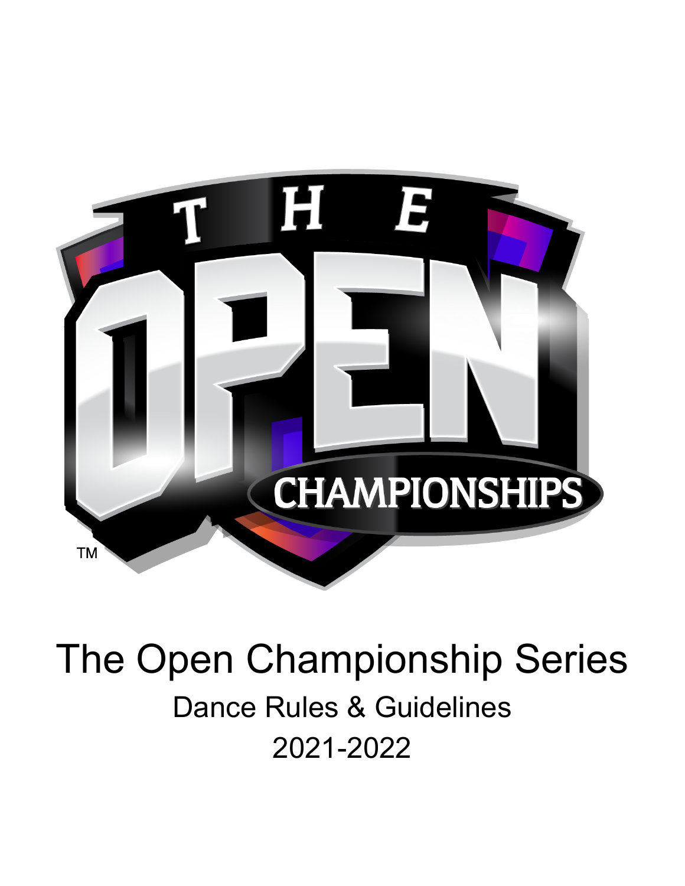# The Open Championship Series

## Dance Rules & Guidelines

## 2021-2022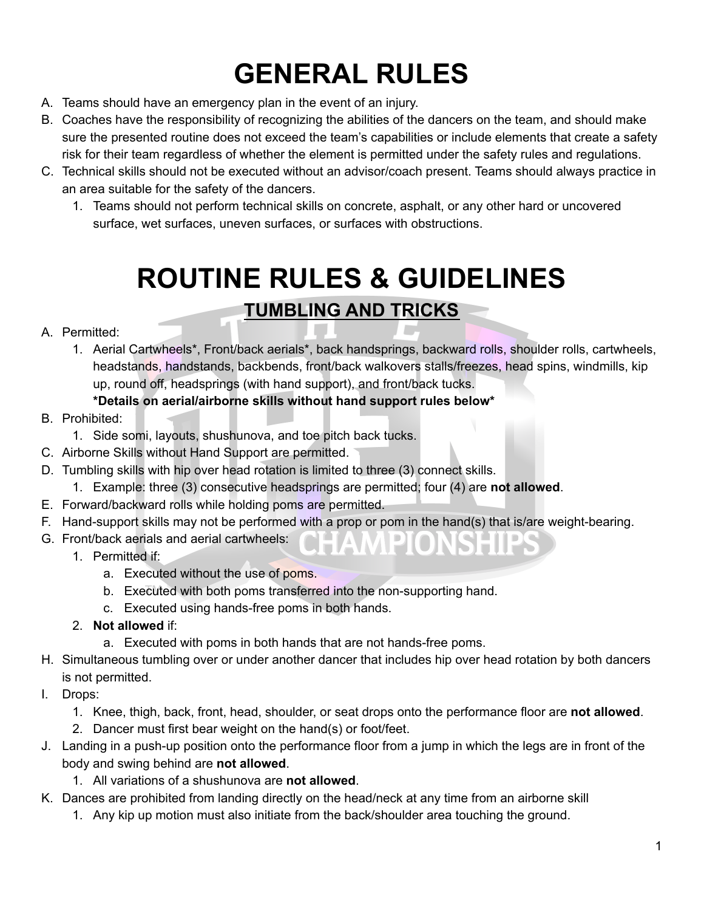# GENERAL RULES

A. Teams should have an emergency plan in the event of an injury.
B. Coaches have the responsibility of recognizing the abilities of the dancers on the team, and should make sure the presented routine does not exceed the team's capabilities or include elements that create a safety risk for their team regardless of whether the element is permitted under the safety rules and regulations.
C. Technical skills should not be executed without an advisor/coach present. Teams should always practice in an area suitable for the safety of the dancers.
    1. Teams should not perform technical skills on concrete, asphalt, or any other hard or uncovered surface, wet surfaces, uneven surfaces, or surfaces with obstructions.

# ROUTINE RULES & GUIDELINES

## TUMBLING AND TRICKS

A. Permitted:
    1. Aerial Cartwheels*, Front/back aerials*, back handsprings, backward rolls, shoulder rolls, cartwheels, headstands, handstands, backbends, front/back walkovers stalls/freezes, head spins, windmills, kip up, round off, headsprings (with hand support), and front/back tucks.
    **\*Details on aerial/airborne skills without hand support rules below\***
B. Prohibited:
    1. Side somi, layouts, shushunova, and toe pitch back tucks.
C. Airborne Skills without Hand Support are permitted.
D. Tumbling skills with hip over head rotation is limited to three (3) connect skills.
    1. Example: three (3) consecutive headsprings are permitted; four (4) are **not allowed**.
E. Forward/backward rolls while holding poms are permitted.
F. Hand-support skills may not be performed with a prop or pom in the hand(s) that is/are weight-bearing.
G. Front/back aerials and aerial cartwheels:
    1. Permitted if:
        a. Executed without the use of poms.
        b. Executed with both poms transferred into the non-supporting hand.
        c. Executed using hands-free poms in both hands.
    2. **Not allowed** if:
        a. Executed with poms in both hands that are not hands-free poms.
H. Simultaneous tumbling over or under another dancer that includes hip over head rotation by both dancers is not permitted.
I. Drops:
    1. Knee, thigh, back, front, head, shoulder, or seat drops onto the performance floor are **not allowed**.
    2. Dancer must first bear weight on the hand(s) or foot/feet.
J. Landing in a push-up position onto the performance floor from a jump in which the legs are in front of the body and swing behind are **not allowed**.
    1. All variations of a shushunova are **not allowed**.
K. Dances are prohibited from landing directly on the head/neck at any time from an airborne skill
    1. Any kip up motion must also initiate from the back/shoulder area touching the ground.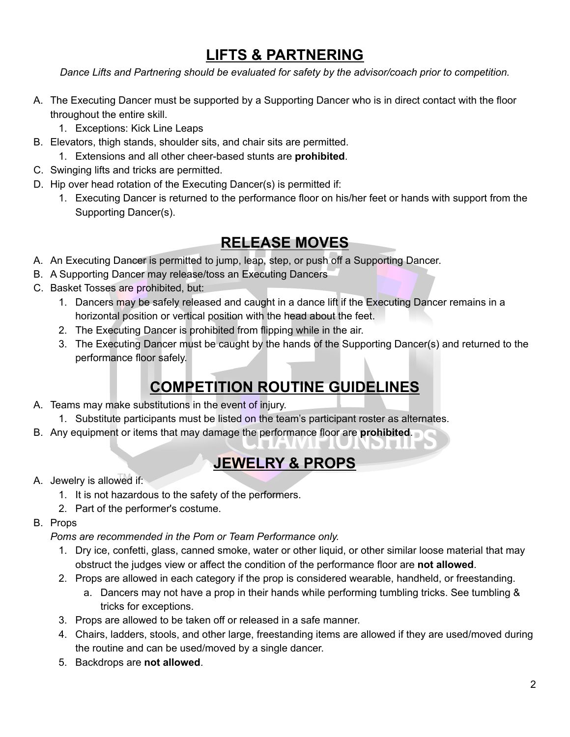## LIFTS & PARTNERING

*Dance Lifts and Partnering should be evaluated for safety by the advisor/coach prior to competition.*

A. The Executing Dancer must be supported by a Supporting Dancer who is in direct contact with the floor throughout the entire skill.
   1. Exceptions: Kick Line Leaps
B. Elevators, thigh stands, shoulder sits, and chair sits are permitted.
   1. Extensions and all other cheer-based stunts are **prohibited**.
C. Swinging lifts and tricks are permitted.
D. Hip over head rotation of the Executing Dancer(s) is permitted if:
   1. Executing Dancer is returned to the performance floor on his/her feet or hands with support from the Supporting Dancer(s).

## RELEASE MOVES

A. An Executing Dancer is permitted to jump, leap, step, or push off a Supporting Dancer.
B. A Supporting Dancer may release/toss an Executing Dancers
C. Basket Tosses are prohibited, but:
   1. Dancers may be safely released and caught in a dance lift if the Executing Dancer remains in a horizontal position or vertical position with the head about the feet.
   2. The Executing Dancer is prohibited from flipping while in the air.
   3. The Executing Dancer must be caught by the hands of the Supporting Dancer(s) and returned to the performance floor safely.

## COMPETITION ROUTINE GUIDELINES

A. Teams may make substitutions in the event of injury.
   1. Substitute participants must be listed on the team's participant roster as alternates.
B. Any equipment or items that may damage the performance floor are **prohibited**.

## JEWELRY & PROPS

A. Jewelry is allowed if:
   1. It is not hazardous to the safety of the performers.
   2. Part of the performer's costume.
B. Props

   *Poms are recommended in the Pom or Team Performance only.*
   1. Dry ice, confetti, glass, canned smoke, water or other liquid, or other similar loose material that may obstruct the judges view or affect the condition of the performance floor are **not allowed**.
   2. Props are allowed in each category if the prop is considered wearable, handheld, or freestanding.
      a. Dancers may not have a prop in their hands while performing tumbling tricks. See tumbling & tricks for exceptions.
   3. Props are allowed to be taken off or released in a safe manner.
   4. Chairs, ladders, stools, and other large, freestanding items are allowed if they are used/moved during the routine and can be used/moved by a single dancer.
   5. Backdrops are **not allowed**.